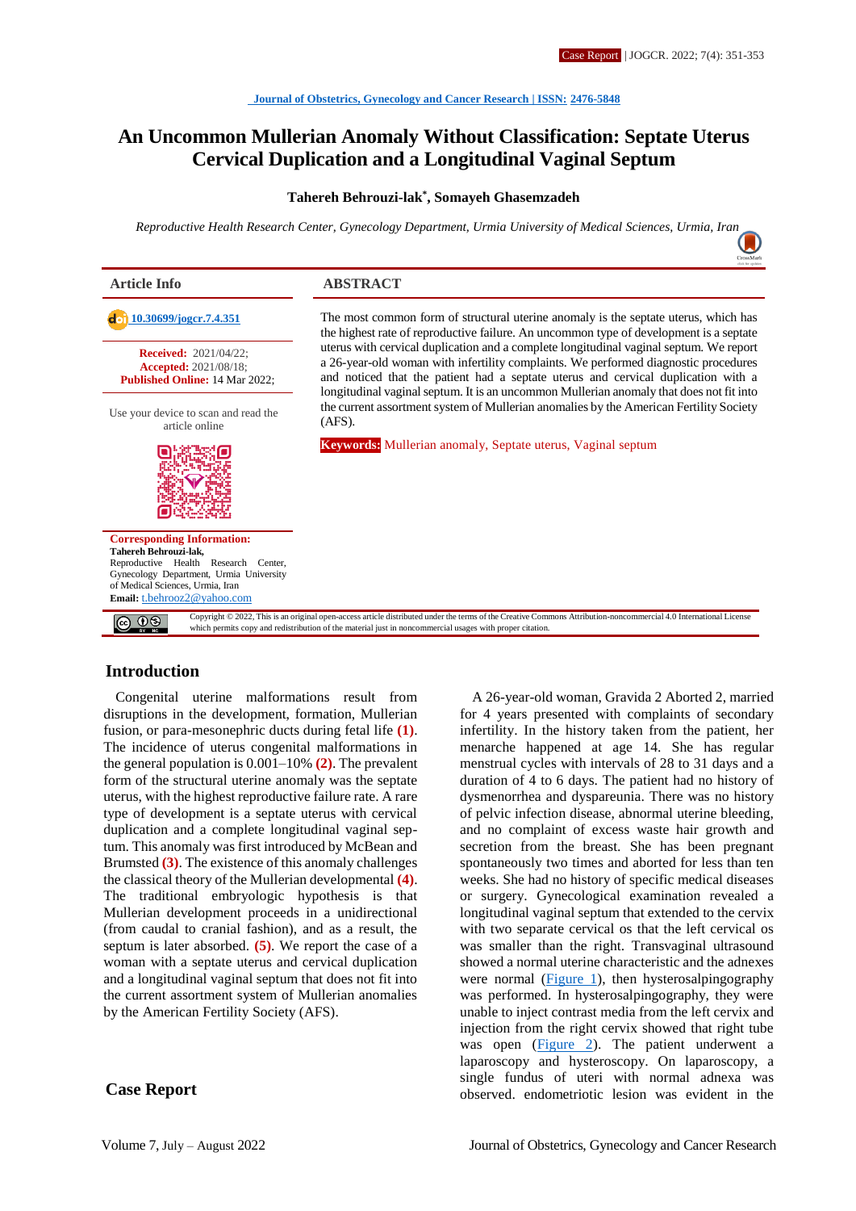Journal of Obstetrics, Gynecology and Cancer Research | ISSN: 2476-5848

# An Uncommon Mullerian Anomaly Without Classification: Septate Uterus Cervical Duplication and a Longitudinal Vaginal Septum

**Tahereh Behrouzi-lak*, Somayeh Ghasemzadeh**

*Reproductive Health Research Center, Gynecology Department, Urmia University of Medical Sciences, Urmia, Iran*

## Article Info

10.30699/jogcr.7.4.351

**Received:** 2021/04/22;
**Accepted:** 2021/08/18;
**Published Online:** 14 Mar 2022;

Use your device to scan and read the article online

**Corresponding Information:**
**Tahereh Behrouzi-lak,**
Reproductive Health Research Center, Gynecology Department, Urmia University of Medical Sciences, Urmia, Iran
**Email:** t.behrooz2@yahoo.com

## ABSTRACT

The most common form of structural uterine anomaly is the septate uterus, which has the highest rate of reproductive failure. An uncommon type of development is a septate uterus with cervical duplication and a complete longitudinal vaginal septum. We report a 26-year-old woman with infertility complaints. We performed diagnostic procedures and noticed that the patient had a septate uterus and cervical duplication with a longitudinal vaginal septum. It is an uncommon Mullerian anomaly that does not fit into the current assortment system of Mullerian anomalies by the American Fertility Society (AFS).

**Keywords:** Mullerian anomaly, Septate uterus, Vaginal septum

Copyright © 2022, This is an original open-access article distributed under the terms of the Creative Commons Attribution-noncommercial 4.0 International License which permits copy and redistribution of the material just in noncommercial usages with proper citation.

## Introduction

Congenital uterine malformations result from disruptions in the development, formation, Mullerian fusion, or para-mesonephric ducts during fetal life **(1)**. The incidence of uterus congenital malformations in the general population is 0.001–10% **(2)**. The prevalent form of the structural uterine anomaly was the septate uterus, with the highest reproductive failure rate. A rare type of development is a septate uterus with cervical duplication and a complete longitudinal vaginal septum. This anomaly was first introduced by McBean and Brumsted **(3)**. The existence of this anomaly challenges the classical theory of the Mullerian developmental **(4)**. The traditional embryologic hypothesis is that Mullerian development proceeds in a unidirectional (from caudal to cranial fashion), and as a result, the septum is later absorbed. **(5)**. We report the case of a woman with a septate uterus and cervical duplication and a longitudinal vaginal septum that does not fit into the current assortment system of Mullerian anomalies by the American Fertility Society (AFS).

## Case Report

A 26-year-old woman, Gravida 2 Aborted 2, married for 4 years presented with complaints of secondary infertility. In the history taken from the patient, her menarche happened at age 14. She has regular menstrual cycles with intervals of 28 to 31 days and a duration of 4 to 6 days. The patient had no history of dysmenorrhea and dyspareunia. There was no history of pelvic infection disease, abnormal uterine bleeding, and no complaint of excess waste hair growth and secretion from the breast. She has been pregnant spontaneously two times and aborted for less than ten weeks. She had no history of specific medical diseases or surgery. Gynecological examination revealed a longitudinal vaginal septum that extended to the cervix with two separate cervical os that the left cervical os was smaller than the right. Transvaginal ultrasound showed a normal uterine characteristic and the adnexes were normal (Figure 1), then hysterosalpingography was performed. In hysterosalpingography, they were unable to inject contrast media from the left cervix and injection from the right cervix showed that right tube was open (Figure 2). The patient underwent a laparoscopy and hysteroscopy. On laparoscopy, a single fundus of uteri with normal adnexa was observed. endometriotic lesion was evident in the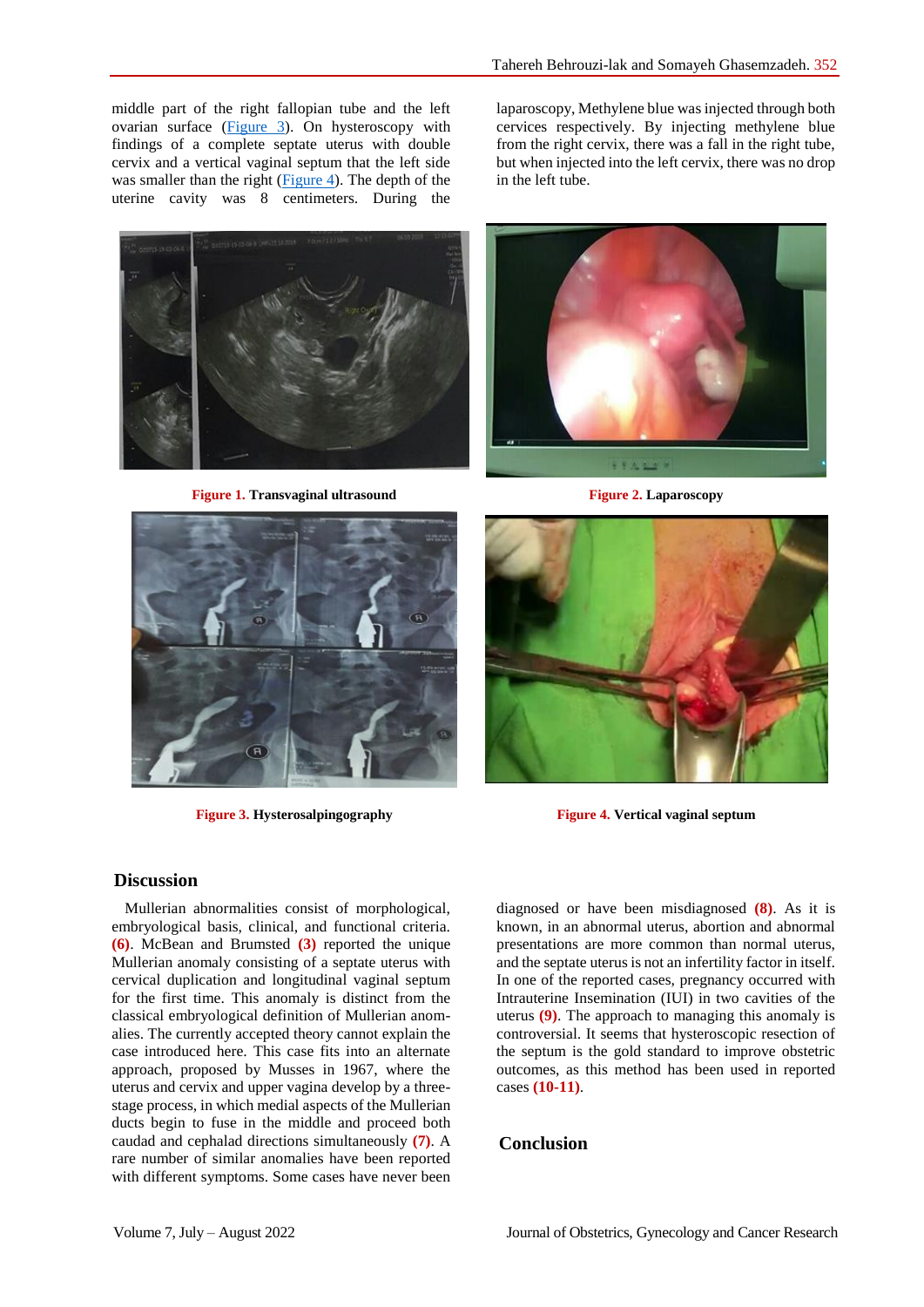middle part of the right fallopian tube and the left ovarian surface (Figure 3). On hysteroscopy with findings of a complete septate uterus with double cervix and a vertical vaginal septum that the left side was smaller than the right (Figure 4). The depth of the uterine cavity was 8 centimeters. During the laparoscopy, Methylene blue was injected through both cervices respectively. By injecting methylene blue from the right cervix, there was a fall in the right tube, but when injected into the left cervix, there was no drop in the left tube.

**Figure 1.** Transvaginal ultrasound

**Figure 2.** Laparoscopy

**Figure 3.** Hysterosalpingography

**Figure 4.** Vertical vaginal septum

## Discussion

Mullerian abnormalities consist of morphological, embryological basis, clinical, and functional criteria. **(6)**. McBean and Brumsted **(3)** reported the unique Mullerian anomaly consisting of a septate uterus with cervical duplication and longitudinal vaginal septum for the first time. This anomaly is distinct from the classical embryological definition of Mullerian anomalies. The currently accepted theory cannot explain the case introduced here. This case fits into an alternate approach, proposed by Musses in 1967, where the uterus and cervix and upper vagina develop by a three-stage process, in which medial aspects of the Mullerian ducts begin to fuse in the middle and proceed both caudad and cephalad directions simultaneously **(7)**. A rare number of similar anomalies have been reported with different symptoms. Some cases have never been diagnosed or have been misdiagnosed **(8)**. As it is known, in an abnormal uterus, abortion and abnormal presentations are more common than normal uterus, and the septate uterus is not an infertility factor in itself. In one of the reported cases, pregnancy occurred with Intrauterine Insemination (IUI) in two cavities of the uterus **(9)**. The approach to managing this anomaly is controversial. It seems that hysteroscopic resection of the septum is the gold standard to improve obstetric outcomes, as this method has been used in reported cases **(10-11)**.

## Conclusion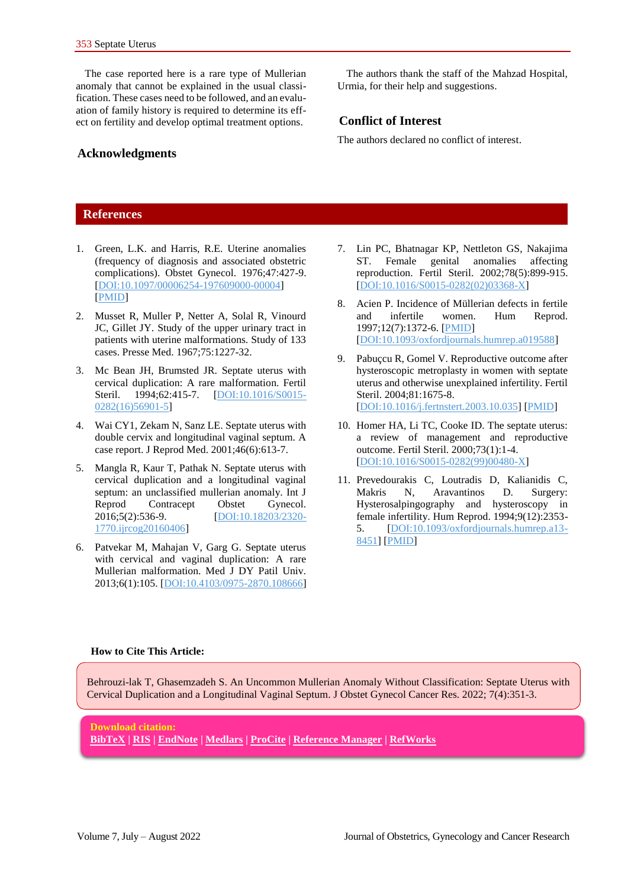The case reported here is a rare type of Mullerian anomaly that cannot be explained in the usual classification. These cases need to be followed, and an evaluation of family history is required to determine its effect on fertility and develop optimal treatment options.

## Acknowledgments

The authors thank the staff of the Mahzad Hospital, Urmia, for their help and suggestions.

## Conflict of Interest

The authors declared no conflict of interest.

## References

1. Green, L.K. and Harris, R.E. Uterine anomalies (frequency of diagnosis and associated obstetric complications). Obstet Gynecol. 1976;47:427-9. [DOI:10.1097/00006254-197609000-00004] [PMID]
2. Musset R, Muller P, Netter A, Solal R, Vinourd JC, Gillet JY. Study of the upper urinary tract in patients with uterine malformations. Study of 133 cases. Presse Med. 1967;75:1227-32.
3. Mc Bean JH, Brumsted JR. Septate uterus with cervical duplication: A rare malformation. Fertil Steril. 1994;62:415-7. [DOI:10.1016/S0015-0282(16)56901-5]
4. Wai CY1, Zekam N, Sanz LE. Septate uterus with double cervix and longitudinal vaginal septum. A case report. J Reprod Med. 2001;46(6):613-7.
5. Mangla R, Kaur T, Pathak N. Septate uterus with cervical duplication and a longitudinal vaginal septum: an unclassified mullerian anomaly. Int J Reprod Contracept Obstet Gynecol. 2016;5(2):536-9. [DOI:10.18203/2320-1770.ijrcog20160406]
6. Patvekar M, Mahajan V, Garg G. Septate uterus with cervical and vaginal duplication: A rare Mullerian malformation. Med J DY Patil Univ. 2013;6(1):105. [DOI:10.4103/0975-2870.108666]
7. Lin PC, Bhatnagar KP, Nettleton GS, Nakajima ST. Female genital anomalies affecting reproduction. Fertil Steril. 2002;78(5):899-915. [DOI:10.1016/S0015-0282(02)03368-X]
8. Acien P. Incidence of Müllerian defects in fertile and infertile women. Hum Reprod. 1997;12(7):1372-6. [PMID] [DOI:10.1093/oxfordjournals.humrep.a019588]
9. Pabuçcu R, Gomel V. Reproductive outcome after hysteroscopic metroplasty in women with septate uterus and otherwise unexplained infertility. Fertil Steril. 2004;81:1675-8. [DOI:10.1016/j.fertnstert.2003.10.035] [PMID]
10. Homer HA, Li TC, Cooke ID. The septate uterus: a review of management and reproductive outcome. Fertil Steril. 2000;73(1):1-4. [DOI:10.1016/S0015-0282(99)00480-X]
11. Prevedourakis C, Loutradis D, Kalianidis C, Makris N, Aravantinos D. Surgery: Hysterosalpingography and hysteroscopy in female infertility. Hum Reprod. 1994;9(12):2353-5. [DOI:10.1093/oxfordjournals.humrep.a138451] [PMID]

**How to Cite This Article:**

Behrouzi-lak T, Ghasemzadeh S. An Uncommon Mullerian Anomaly Without Classification: Septate Uterus with Cervical Duplication and a Longitudinal Vaginal Septum. J Obstet Gynecol Cancer Res. 2022; 7(4):351-3.

**Download citation:**
**BibTeX | RIS | EndNote | Medlars | ProCite | Reference Manager | RefWorks**